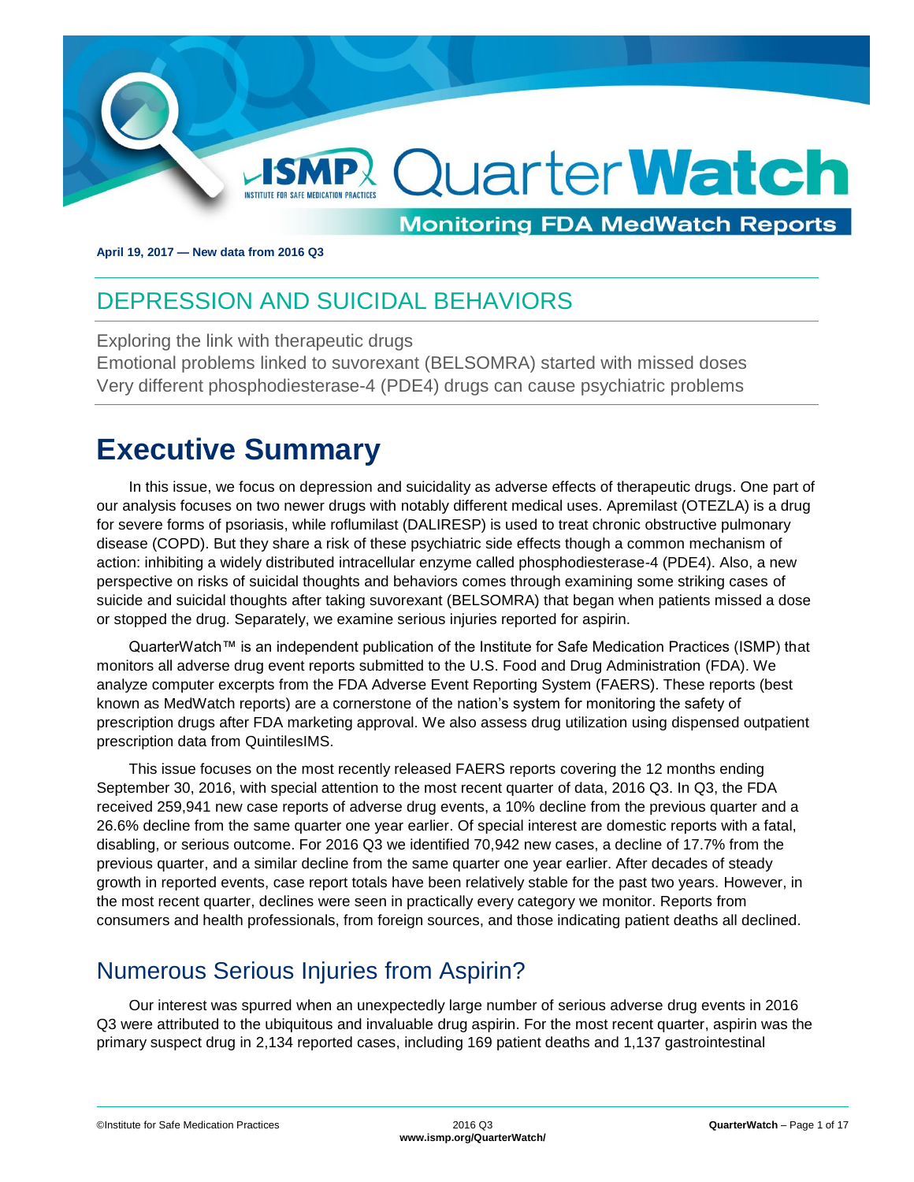# ISMP QuarterWatch

**Monitoring FDA MedWatch Reports**

**April 19, 2017 — New data from 2016 Q3**

## DEPRESSION AND SUICIDAL BEHAVIORS

Exploring the link with therapeutic drugs
Emotional problems linked to suvorexant (BELSOMRA) started with missed doses
Very different phosphodiesterase-4 (PDE4) drugs can cause psychiatric problems

# Executive Summary

In this issue, we focus on depression and suicidality as adverse effects of therapeutic drugs. One part of our analysis focuses on two newer drugs with notably different medical uses. Apremilast (OTEZLA) is a drug for severe forms of psoriasis, while roflumilast (DALIRESP) is used to treat chronic obstructive pulmonary disease (COPD). But they share a risk of these psychiatric side effects though a common mechanism of action: inhibiting a widely distributed intracellular enzyme called phosphodiesterase-4 (PDE4). Also, a new perspective on risks of suicidal thoughts and behaviors comes through examining some striking cases of suicide and suicidal thoughts after taking suvorexant (BELSOMRA) that began when patients missed a dose or stopped the drug. Separately, we examine serious injuries reported for aspirin.

QuarterWatch™ is an independent publication of the Institute for Safe Medication Practices (ISMP) that monitors all adverse drug event reports submitted to the U.S. Food and Drug Administration (FDA). We analyze computer excerpts from the FDA Adverse Event Reporting System (FAERS). These reports (best known as MedWatch reports) are a cornerstone of the nation's system for monitoring the safety of prescription drugs after FDA marketing approval. We also assess drug utilization using dispensed outpatient prescription data from QuintilesIMS.

This issue focuses on the most recently released FAERS reports covering the 12 months ending September 30, 2016, with special attention to the most recent quarter of data, 2016 Q3. In Q3, the FDA received 259,941 new case reports of adverse drug events, a 10% decline from the previous quarter and a 26.6% decline from the same quarter one year earlier. Of special interest are domestic reports with a fatal, disabling, or serious outcome. For 2016 Q3 we identified 70,942 new cases, a decline of 17.7% from the previous quarter, and a similar decline from the same quarter one year earlier. After decades of steady growth in reported events, case report totals have been relatively stable for the past two years. However, in the most recent quarter, declines were seen in practically every category we monitor. Reports from consumers and health professionals, from foreign sources, and those indicating patient deaths all declined.

## Numerous Serious Injuries from Aspirin?

Our interest was spurred when an unexpectedly large number of serious adverse drug events in 2016 Q3 were attributed to the ubiquitous and invaluable drug aspirin. For the most recent quarter, aspirin was the primary suspect drug in 2,134 reported cases, including 169 patient deaths and 1,137 gastrointestinal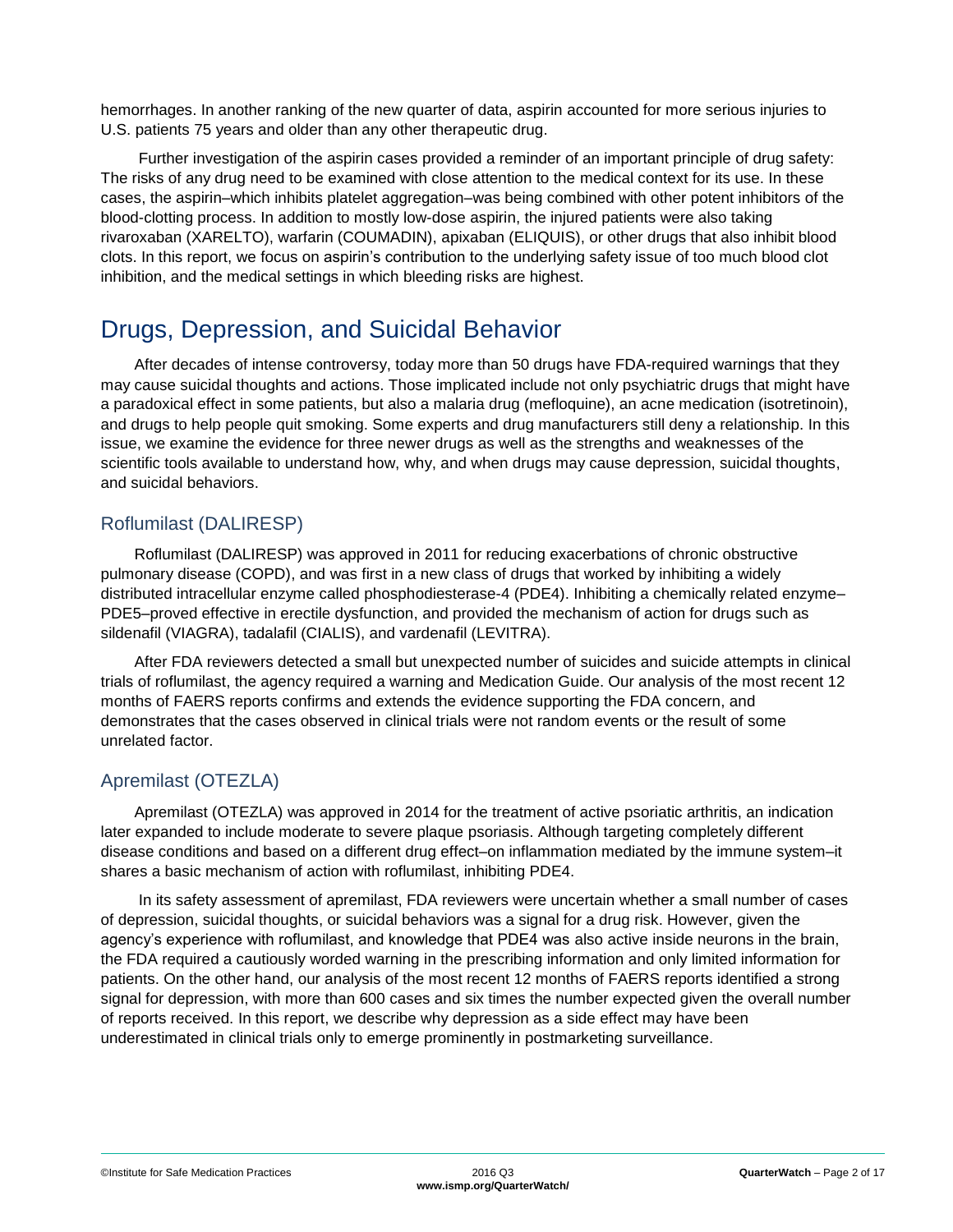hemorrhages. In another ranking of the new quarter of data, aspirin accounted for more serious injuries to U.S. patients 75 years and older than any other therapeutic drug.

Further investigation of the aspirin cases provided a reminder of an important principle of drug safety: The risks of any drug need to be examined with close attention to the medical context for its use. In these cases, the aspirin–which inhibits platelet aggregation–was being combined with other potent inhibitors of the blood-clotting process. In addition to mostly low-dose aspirin, the injured patients were also taking rivaroxaban (XARELTO), warfarin (COUMADIN), apixaban (ELIQUIS), or other drugs that also inhibit blood clots. In this report, we focus on aspirin's contribution to the underlying safety issue of too much blood clot inhibition, and the medical settings in which bleeding risks are highest.

## Drugs, Depression, and Suicidal Behavior

After decades of intense controversy, today more than 50 drugs have FDA-required warnings that they may cause suicidal thoughts and actions. Those implicated include not only psychiatric drugs that might have a paradoxical effect in some patients, but also a malaria drug (mefloquine), an acne medication (isotretinoin), and drugs to help people quit smoking. Some experts and drug manufacturers still deny a relationship. In this issue, we examine the evidence for three newer drugs as well as the strengths and weaknesses of the scientific tools available to understand how, why, and when drugs may cause depression, suicidal thoughts, and suicidal behaviors.

### Roflumilast (DALIRESP)

Roflumilast (DALIRESP) was approved in 2011 for reducing exacerbations of chronic obstructive pulmonary disease (COPD), and was first in a new class of drugs that worked by inhibiting a widely distributed intracellular enzyme called phosphodiesterase-4 (PDE4). Inhibiting a chemically related enzyme–PDE5–proved effective in erectile dysfunction, and provided the mechanism of action for drugs such as sildenafil (VIAGRA), tadalafil (CIALIS), and vardenafil (LEVITRA).

After FDA reviewers detected a small but unexpected number of suicides and suicide attempts in clinical trials of roflumilast, the agency required a warning and Medication Guide. Our analysis of the most recent 12 months of FAERS reports confirms and extends the evidence supporting the FDA concern, and demonstrates that the cases observed in clinical trials were not random events or the result of some unrelated factor.

### Apremilast (OTEZLA)

Apremilast (OTEZLA) was approved in 2014 for the treatment of active psoriatic arthritis, an indication later expanded to include moderate to severe plaque psoriasis. Although targeting completely different disease conditions and based on a different drug effect–on inflammation mediated by the immune system–it shares a basic mechanism of action with roflumilast, inhibiting PDE4.

In its safety assessment of apremilast, FDA reviewers were uncertain whether a small number of cases of depression, suicidal thoughts, or suicidal behaviors was a signal for a drug risk. However, given the agency's experience with roflumilast, and knowledge that PDE4 was also active inside neurons in the brain, the FDA required a cautiously worded warning in the prescribing information and only limited information for patients. On the other hand, our analysis of the most recent 12 months of FAERS reports identified a strong signal for depression, with more than 600 cases and six times the number expected given the overall number of reports received. In this report, we describe why depression as a side effect may have been underestimated in clinical trials only to emerge prominently in postmarketing surveillance.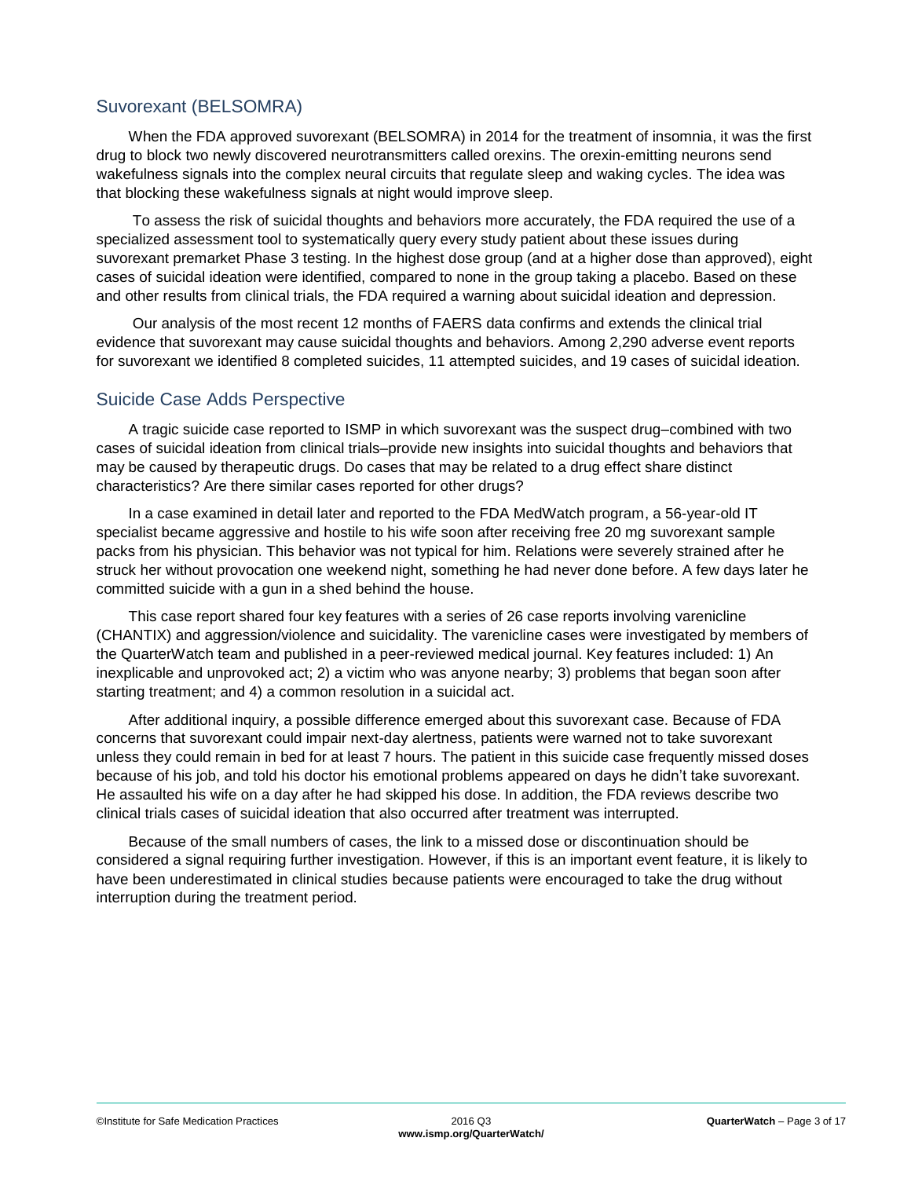## Suvorexant (BELSOMRA)

When the FDA approved suvorexant (BELSOMRA) in 2014 for the treatment of insomnia, it was the first drug to block two newly discovered neurotransmitters called orexins. The orexin-emitting neurons send wakefulness signals into the complex neural circuits that regulate sleep and waking cycles. The idea was that blocking these wakefulness signals at night would improve sleep.

To assess the risk of suicidal thoughts and behaviors more accurately, the FDA required the use of a specialized assessment tool to systematically query every study patient about these issues during suvorexant premarket Phase 3 testing. In the highest dose group (and at a higher dose than approved), eight cases of suicidal ideation were identified, compared to none in the group taking a placebo. Based on these and other results from clinical trials, the FDA required a warning about suicidal ideation and depression.

Our analysis of the most recent 12 months of FAERS data confirms and extends the clinical trial evidence that suvorexant may cause suicidal thoughts and behaviors. Among 2,290 adverse event reports for suvorexant we identified 8 completed suicides, 11 attempted suicides, and 19 cases of suicidal ideation.

## Suicide Case Adds Perspective

A tragic suicide case reported to ISMP in which suvorexant was the suspect drug–combined with two cases of suicidal ideation from clinical trials–provide new insights into suicidal thoughts and behaviors that may be caused by therapeutic drugs. Do cases that may be related to a drug effect share distinct characteristics? Are there similar cases reported for other drugs?

In a case examined in detail later and reported to the FDA MedWatch program, a 56-year-old IT specialist became aggressive and hostile to his wife soon after receiving free 20 mg suvorexant sample packs from his physician. This behavior was not typical for him. Relations were severely strained after he struck her without provocation one weekend night, something he had never done before. A few days later he committed suicide with a gun in a shed behind the house.

This case report shared four key features with a series of 26 case reports involving varenicline (CHANTIX) and aggression/violence and suicidality. The varenicline cases were investigated by members of the QuarterWatch team and published in a peer-reviewed medical journal. Key features included: 1) An inexplicable and unprovoked act; 2) a victim who was anyone nearby; 3) problems that began soon after starting treatment; and 4) a common resolution in a suicidal act.

After additional inquiry, a possible difference emerged about this suvorexant case. Because of FDA concerns that suvorexant could impair next-day alertness, patients were warned not to take suvorexant unless they could remain in bed for at least 7 hours. The patient in this suicide case frequently missed doses because of his job, and told his doctor his emotional problems appeared on days he didn't take suvorexant. He assaulted his wife on a day after he had skipped his dose. In addition, the FDA reviews describe two clinical trials cases of suicidal ideation that also occurred after treatment was interrupted.

Because of the small numbers of cases, the link to a missed dose or discontinuation should be considered a signal requiring further investigation. However, if this is an important event feature, it is likely to have been underestimated in clinical studies because patients were encouraged to take the drug without interruption during the treatment period.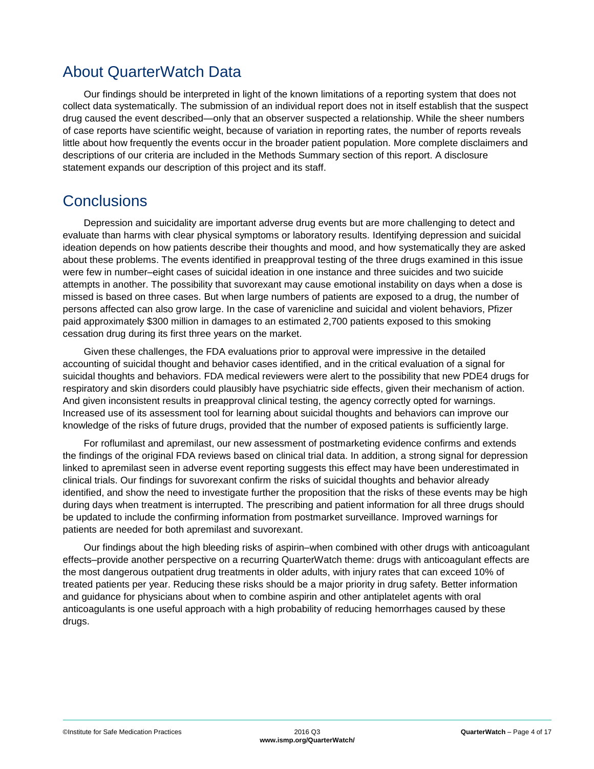## About QuarterWatch Data

Our findings should be interpreted in light of the known limitations of a reporting system that does not collect data systematically. The submission of an individual report does not in itself establish that the suspect drug caused the event described—only that an observer suspected a relationship. While the sheer numbers of case reports have scientific weight, because of variation in reporting rates, the number of reports reveals little about how frequently the events occur in the broader patient population. More complete disclaimers and descriptions of our criteria are included in the Methods Summary section of this report. A disclosure statement expands our description of this project and its staff.

## Conclusions

Depression and suicidality are important adverse drug events but are more challenging to detect and evaluate than harms with clear physical symptoms or laboratory results. Identifying depression and suicidal ideation depends on how patients describe their thoughts and mood, and how systematically they are asked about these problems. The events identified in preapproval testing of the three drugs examined in this issue were few in number–eight cases of suicidal ideation in one instance and three suicides and two suicide attempts in another. The possibility that suvorexant may cause emotional instability on days when a dose is missed is based on three cases. But when large numbers of patients are exposed to a drug, the number of persons affected can also grow large. In the case of varenicline and suicidal and violent behaviors, Pfizer paid approximately $300 million in damages to an estimated 2,700 patients exposed to this smoking cessation drug during its first three years on the market.

Given these challenges, the FDA evaluations prior to approval were impressive in the detailed accounting of suicidal thought and behavior cases identified, and in the critical evaluation of a signal for suicidal thoughts and behaviors. FDA medical reviewers were alert to the possibility that new PDE4 drugs for respiratory and skin disorders could plausibly have psychiatric side effects, given their mechanism of action. And given inconsistent results in preapproval clinical testing, the agency correctly opted for warnings. Increased use of its assessment tool for learning about suicidal thoughts and behaviors can improve our knowledge of the risks of future drugs, provided that the number of exposed patients is sufficiently large.

For roflumilast and apremilast, our new assessment of postmarketing evidence confirms and extends the findings of the original FDA reviews based on clinical trial data. In addition, a strong signal for depression linked to apremilast seen in adverse event reporting suggests this effect may have been underestimated in clinical trials. Our findings for suvorexant confirm the risks of suicidal thoughts and behavior already identified, and show the need to investigate further the proposition that the risks of these events may be high during days when treatment is interrupted. The prescribing and patient information for all three drugs should be updated to include the confirming information from postmarket surveillance. Improved warnings for patients are needed for both apremilast and suvorexant.

Our findings about the high bleeding risks of aspirin–when combined with other drugs with anticoagulant effects–provide another perspective on a recurring QuarterWatch theme: drugs with anticoagulant effects are the most dangerous outpatient drug treatments in older adults, with injury rates that can exceed 10% of treated patients per year. Reducing these risks should be a major priority in drug safety. Better information and guidance for physicians about when to combine aspirin and other antiplatelet agents with oral anticoagulants is one useful approach with a high probability of reducing hemorrhages caused by these drugs.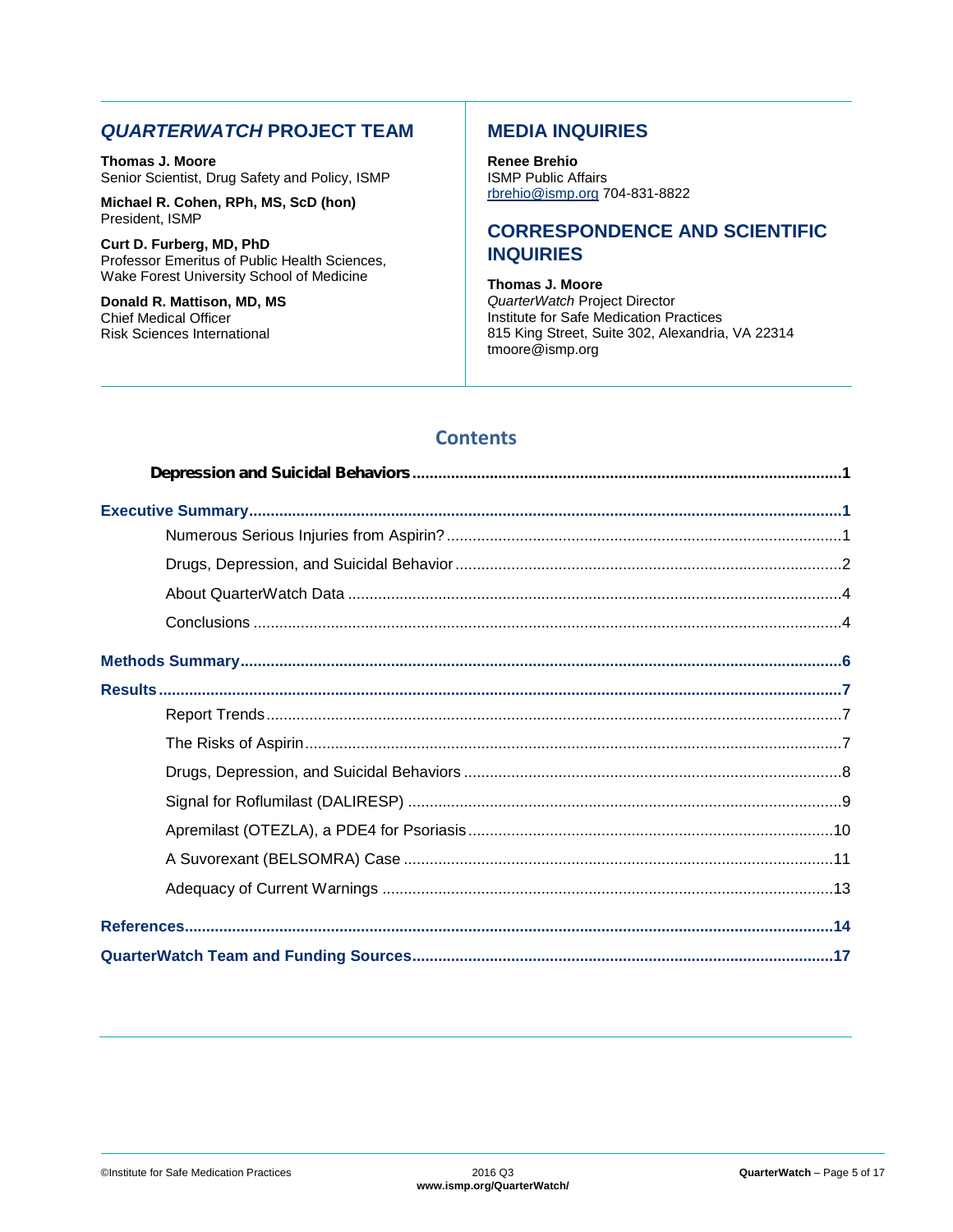## *QUARTERWATCH* PROJECT TEAM

**Thomas J. Moore**
Senior Scientist, Drug Safety and Policy, ISMP

**Michael R. Cohen, RPh, MS, ScD (hon)**
President, ISMP

**Curt D. Furberg, MD, PhD**
Professor Emeritus of Public Health Sciences, Wake Forest University School of Medicine

**Donald R. Mattison, MD, MS**
Chief Medical Officer
Risk Sciences International

## MEDIA INQUIRIES

**Renee Brehio**
ISMP Public Affairs
rbrehio@ismp.org 704-831-8822

## CORRESPONDENCE AND SCIENTIFIC INQUIRIES

**Thomas J. Moore**
*QuarterWatch* Project Director
Institute for Safe Medication Practices
815 King Street, Suite 302, Alexandria, VA 22314
tmoore@ismp.org

## Contents

**Depression and Suicidal Behaviors** .......... 1

**Executive Summary** .......... 1
- Numerous Serious Injuries from Aspirin? .......... 1
- Drugs, Depression, and Suicidal Behavior .......... 2
- About QuarterWatch Data .......... 4
- Conclusions .......... 4

**Methods Summary** .......... 6

**Results** .......... 7
- Report Trends .......... 7
- The Risks of Aspirin .......... 7
- Drugs, Depression, and Suicidal Behaviors .......... 8
- Signal for Roflumilast (DALIRESP) .......... 9
- Apremilast (OTEZLA), a PDE4 for Psoriasis .......... 10
- A Suvorexant (BELSOMRA) Case .......... 11
- Adequacy of Current Warnings .......... 13

**References** .......... 14

**QuarterWatch Team and Funding Sources** .......... 17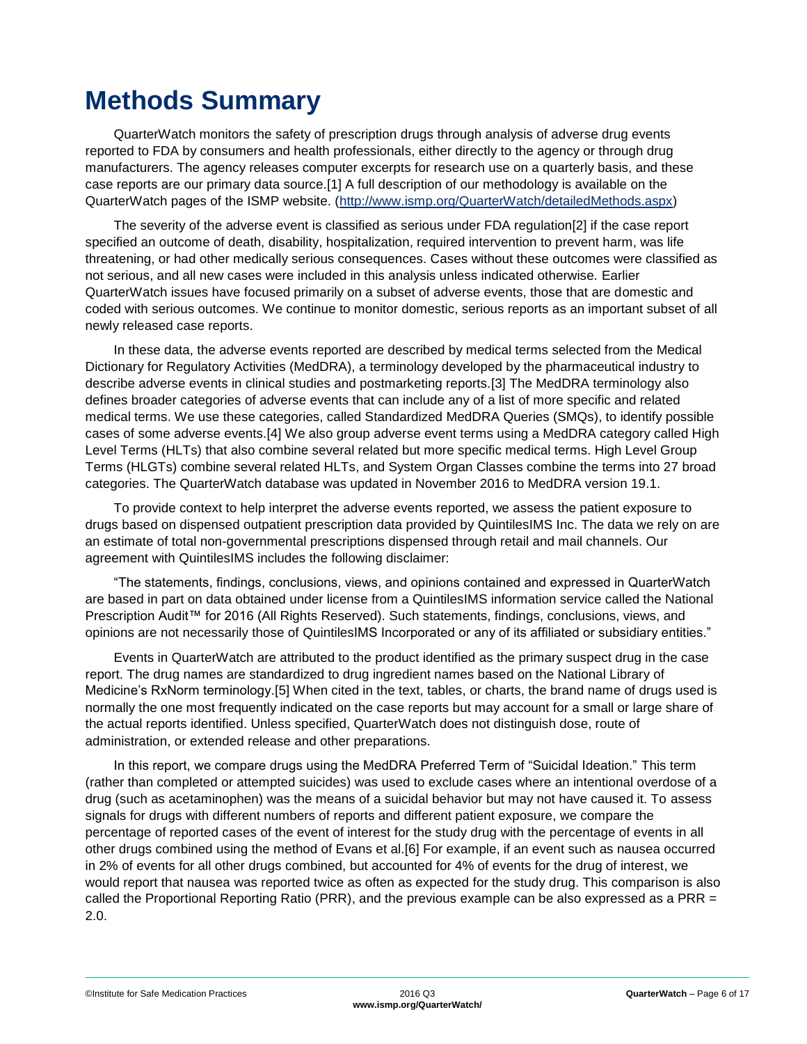# Methods Summary

QuarterWatch monitors the safety of prescription drugs through analysis of adverse drug events reported to FDA by consumers and health professionals, either directly to the agency or through drug manufacturers. The agency releases computer excerpts for research use on a quarterly basis, and these case reports are our primary data source.[1] A full description of our methodology is available on the QuarterWatch pages of the ISMP website. (http://www.ismp.org/QuarterWatch/detailedMethods.aspx)

The severity of the adverse event is classified as serious under FDA regulation[2] if the case report specified an outcome of death, disability, hospitalization, required intervention to prevent harm, was life threatening, or had other medically serious consequences. Cases without these outcomes were classified as not serious, and all new cases were included in this analysis unless indicated otherwise. Earlier QuarterWatch issues have focused primarily on a subset of adverse events, those that are domestic and coded with serious outcomes. We continue to monitor domestic, serious reports as an important subset of all newly released case reports.

In these data, the adverse events reported are described by medical terms selected from the Medical Dictionary for Regulatory Activities (MedDRA), a terminology developed by the pharmaceutical industry to describe adverse events in clinical studies and postmarketing reports.[3] The MedDRA terminology also defines broader categories of adverse events that can include any of a list of more specific and related medical terms. We use these categories, called Standardized MedDRA Queries (SMQs), to identify possible cases of some adverse events.[4] We also group adverse event terms using a MedDRA category called High Level Terms (HLTs) that also combine several related but more specific medical terms. High Level Group Terms (HLGTs) combine several related HLTs, and System Organ Classes combine the terms into 27 broad categories. The QuarterWatch database was updated in November 2016 to MedDRA version 19.1.

To provide context to help interpret the adverse events reported, we assess the patient exposure to drugs based on dispensed outpatient prescription data provided by QuintilesIMS Inc. The data we rely on are an estimate of total non-governmental prescriptions dispensed through retail and mail channels. Our agreement with QuintilesIMS includes the following disclaimer:

"The statements, findings, conclusions, views, and opinions contained and expressed in QuarterWatch are based in part on data obtained under license from a QuintilesIMS information service called the National Prescription Audit™ for 2016 (All Rights Reserved). Such statements, findings, conclusions, views, and opinions are not necessarily those of QuintilesIMS Incorporated or any of its affiliated or subsidiary entities."

Events in QuarterWatch are attributed to the product identified as the primary suspect drug in the case report. The drug names are standardized to drug ingredient names based on the National Library of Medicine's RxNorm terminology.[5] When cited in the text, tables, or charts, the brand name of drugs used is normally the one most frequently indicated on the case reports but may account for a small or large share of the actual reports identified. Unless specified, QuarterWatch does not distinguish dose, route of administration, or extended release and other preparations.

In this report, we compare drugs using the MedDRA Preferred Term of "Suicidal Ideation." This term (rather than completed or attempted suicides) was used to exclude cases where an intentional overdose of a drug (such as acetaminophen) was the means of a suicidal behavior but may not have caused it. To assess signals for drugs with different numbers of reports and different patient exposure, we compare the percentage of reported cases of the event of interest for the study drug with the percentage of events in all other drugs combined using the method of Evans et al.[6] For example, if an event such as nausea occurred in 2% of events for all other drugs combined, but accounted for 4% of events for the drug of interest, we would report that nausea was reported twice as often as expected for the study drug. This comparison is also called the Proportional Reporting Ratio (PRR), and the previous example can be also expressed as a PRR = 2.0.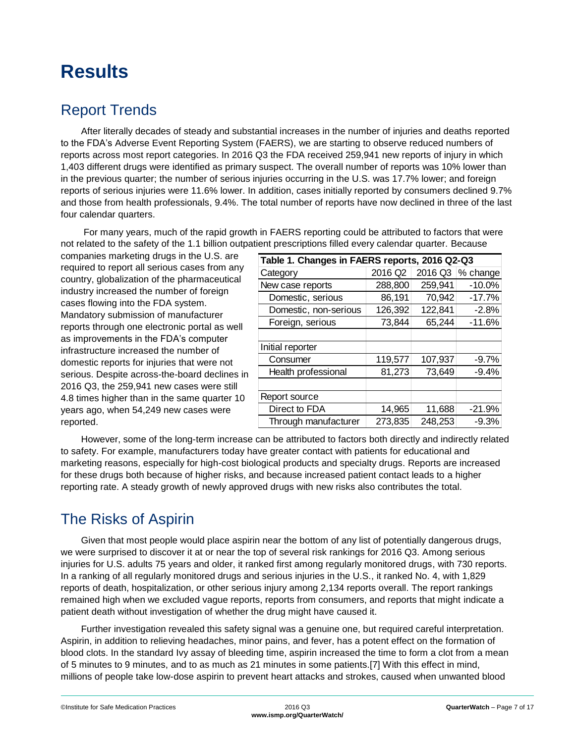# Results

## Report Trends

After literally decades of steady and substantial increases in the number of injuries and deaths reported to the FDA's Adverse Event Reporting System (FAERS), we are starting to observe reduced numbers of reports across most report categories. In 2016 Q3 the FDA received 259,941 new reports of injury in which 1,403 different drugs were identified as primary suspect. The overall number of reports was 10% lower than in the previous quarter; the number of serious injuries occurring in the U.S. was 17.7% lower; and foreign reports of serious injuries were 11.6% lower. In addition, cases initially reported by consumers declined 9.7% and those from health professionals, 9.4%. The total number of reports have now declined in three of the last four calendar quarters.

For many years, much of the rapid growth in FAERS reporting could be attributed to factors that were not related to the safety of the 1.1 billion outpatient prescriptions filled every calendar quarter. Because companies marketing drugs in the U.S. are required to report all serious cases from any country, globalization of the pharmaceutical industry increased the number of foreign cases flowing into the FDA system. Mandatory submission of manufacturer reports through one electronic portal as well as improvements in the FDA's computer infrastructure increased the number of domestic reports for injuries that were not serious. Despite across-the-board declines in 2016 Q3, the 259,941 new cases were still 4.8 times higher than in the same quarter 10 years ago, when 54,249 new cases were reported.

**Table 1. Changes in FAERS reports, 2016 Q2-Q3**

| Category | 2016 Q2 | 2016 Q3 | % change |
|---|---|---|---|
| New case reports | 288,800 | 259,941 | -10.0% |
| Domestic, serious | 86,191 | 70,942 | -17.7% |
| Domestic, non-serious | 126,392 | 122,841 | -2.8% |
| Foreign, serious | 73,844 | 65,244 | -11.6% |
| | | | |
| Initial reporter | | | |
| Consumer | 119,577 | 107,937 | -9.7% |
| Health professional | 81,273 | 73,649 | -9.4% |
| | | | |
| Report source | | | |
| Direct to FDA | 14,965 | 11,688 | -21.9% |
| Through manufacturer | 273,835 | 248,253 | -9.3% |

However, some of the long-term increase can be attributed to factors both directly and indirectly related to safety. For example, manufacturers today have greater contact with patients for educational and marketing reasons, especially for high-cost biological products and specialty drugs. Reports are increased for these drugs both because of higher risks, and because increased patient contact leads to a higher reporting rate. A steady growth of newly approved drugs with new risks also contributes the total.

## The Risks of Aspirin

Given that most people would place aspirin near the bottom of any list of potentially dangerous drugs, we were surprised to discover it at or near the top of several risk rankings for 2016 Q3. Among serious injuries for U.S. adults 75 years and older, it ranked first among regularly monitored drugs, with 730 reports. In a ranking of all regularly monitored drugs and serious injuries in the U.S., it ranked No. 4, with 1,829 reports of death, hospitalization, or other serious injury among 2,134 reports overall. The report rankings remained high when we excluded vague reports, reports from consumers, and reports that might indicate a patient death without investigation of whether the drug might have caused it.

Further investigation revealed this safety signal was a genuine one, but required careful interpretation. Aspirin, in addition to relieving headaches, minor pains, and fever, has a potent effect on the formation of blood clots. In the standard Ivy assay of bleeding time, aspirin increased the time to form a clot from a mean of 5 minutes to 9 minutes, and to as much as 21 minutes in some patients.[7] With this effect in mind, millions of people take low-dose aspirin to prevent heart attacks and strokes, caused when unwanted blood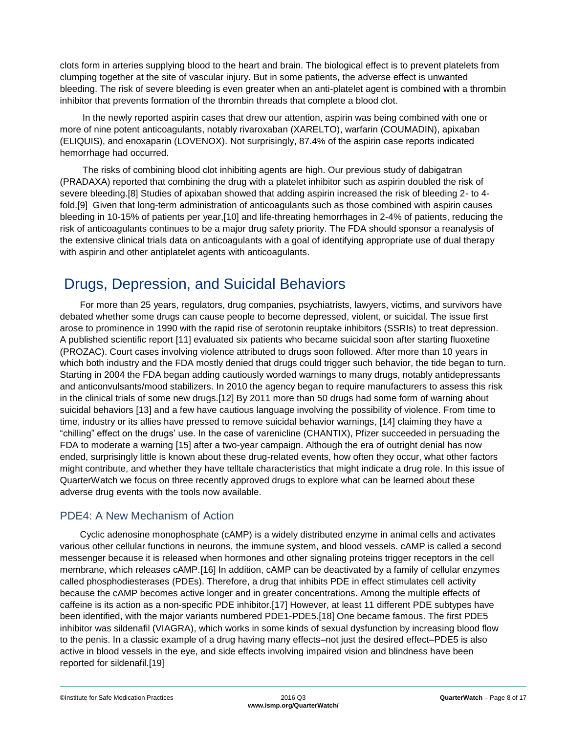clots form in arteries supplying blood to the heart and brain. The biological effect is to prevent platelets from clumping together at the site of vascular injury. But in some patients, the adverse effect is unwanted bleeding. The risk of severe bleeding is even greater when an anti-platelet agent is combined with a thrombin inhibitor that prevents formation of the thrombin threads that complete a blood clot.

In the newly reported aspirin cases that drew our attention, aspirin was being combined with one or more of nine potent anticoagulants, notably rivaroxaban (XARELTO), warfarin (COUMADIN), apixaban (ELIQUIS), and enoxaparin (LOVENOX). Not surprisingly, 87.4% of the aspirin case reports indicated hemorrhage had occurred.

The risks of combining blood clot inhibiting agents are high. Our previous study of dabigatran (PRADAXA) reported that combining the drug with a platelet inhibitor such as aspirin doubled the risk of severe bleeding.[8] Studies of apixaban showed that adding aspirin increased the risk of bleeding 2- to 4-fold.[9] Given that long-term administration of anticoagulants such as those combined with aspirin causes bleeding in 10-15% of patients per year,[10] and life-threating hemorrhages in 2-4% of patients, reducing the risk of anticoagulants continues to be a major drug safety priority. The FDA should sponsor a reanalysis of the extensive clinical trials data on anticoagulants with a goal of identifying appropriate use of dual therapy with aspirin and other antiplatelet agents with anticoagulants.

# Drugs, Depression, and Suicidal Behaviors

For more than 25 years, regulators, drug companies, psychiatrists, lawyers, victims, and survivors have debated whether some drugs can cause people to become depressed, violent, or suicidal. The issue first arose to prominence in 1990 with the rapid rise of serotonin reuptake inhibitors (SSRIs) to treat depression. A published scientific report [11] evaluated six patients who became suicidal soon after starting fluoxetine (PROZAC). Court cases involving violence attributed to drugs soon followed. After more than 10 years in which both industry and the FDA mostly denied that drugs could trigger such behavior, the tide began to turn. Starting in 2004 the FDA began adding cautiously worded warnings to many drugs, notably antidepressants and anticonvulsants/mood stabilizers. In 2010 the agency began to require manufacturers to assess this risk in the clinical trials of some new drugs.[12] By 2011 more than 50 drugs had some form of warning about suicidal behaviors [13] and a few have cautious language involving the possibility of violence. From time to time, industry or its allies have pressed to remove suicidal behavior warnings, [14] claiming they have a "chilling" effect on the drugs' use. In the case of varenicline (CHANTIX), Pfizer succeeded in persuading the FDA to moderate a warning [15] after a two-year campaign. Although the era of outright denial has now ended, surprisingly little is known about these drug-related events, how often they occur, what other factors might contribute, and whether they have telltale characteristics that might indicate a drug role. In this issue of QuarterWatch we focus on three recently approved drugs to explore what can be learned about these adverse drug events with the tools now available.

## PDE4: A New Mechanism of Action

Cyclic adenosine monophosphate (cAMP) is a widely distributed enzyme in animal cells and activates various other cellular functions in neurons, the immune system, and blood vessels. cAMP is called a second messenger because it is released when hormones and other signaling proteins trigger receptors in the cell membrane, which releases cAMP.[16] In addition, cAMP can be deactivated by a family of cellular enzymes called phosphodiesterases (PDEs). Therefore, a drug that inhibits PDE in effect stimulates cell activity because the cAMP becomes active longer and in greater concentrations. Among the multiple effects of caffeine is its action as a non-specific PDE inhibitor.[17] However, at least 11 different PDE subtypes have been identified, with the major variants numbered PDE1-PDE5.[18] One became famous. The first PDE5 inhibitor was sildenafil (VIAGRA), which works in some kinds of sexual dysfunction by increasing blood flow to the penis. In a classic example of a drug having many effects–not just the desired effect–PDE5 is also active in blood vessels in the eye, and side effects involving impaired vision and blindness have been reported for sildenafil.[19]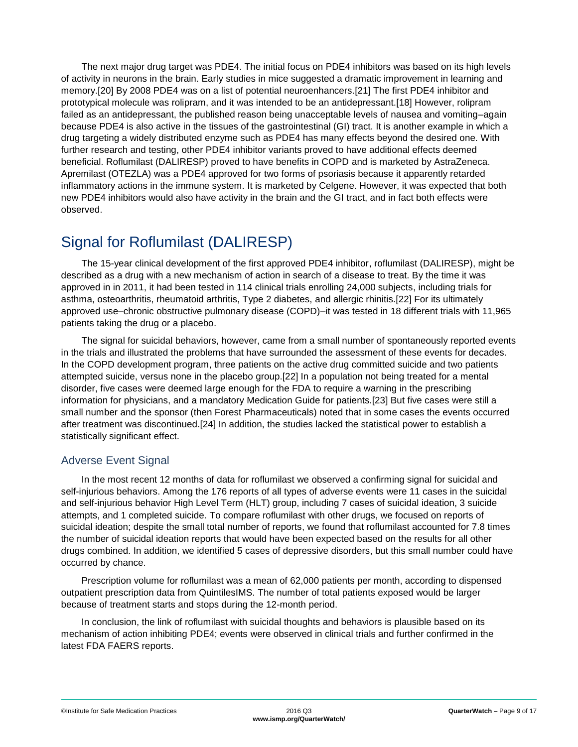The next major drug target was PDE4. The initial focus on PDE4 inhibitors was based on its high levels of activity in neurons in the brain. Early studies in mice suggested a dramatic improvement in learning and memory.[20] By 2008 PDE4 was on a list of potential neuroenhancers.[21] The first PDE4 inhibitor and prototypical molecule was rolipram, and it was intended to be an antidepressant.[18] However, rolipram failed as an antidepressant, the published reason being unacceptable levels of nausea and vomiting–again because PDE4 is also active in the tissues of the gastrointestinal (GI) tract. It is another example in which a drug targeting a widely distributed enzyme such as PDE4 has many effects beyond the desired one. With further research and testing, other PDE4 inhibitor variants proved to have additional effects deemed beneficial. Roflumilast (DALIRESP) proved to have benefits in COPD and is marketed by AstraZeneca. Apremilast (OTEZLA) was a PDE4 approved for two forms of psoriasis because it apparently retarded inflammatory actions in the immune system. It is marketed by Celgene. However, it was expected that both new PDE4 inhibitors would also have activity in the brain and the GI tract, and in fact both effects were observed.

## Signal for Roflumilast (DALIRESP)

The 15-year clinical development of the first approved PDE4 inhibitor, roflumilast (DALIRESP), might be described as a drug with a new mechanism of action in search of a disease to treat. By the time it was approved in in 2011, it had been tested in 114 clinical trials enrolling 24,000 subjects, including trials for asthma, osteoarthritis, rheumatoid arthritis, Type 2 diabetes, and allergic rhinitis.[22] For its ultimately approved use–chronic obstructive pulmonary disease (COPD)–it was tested in 18 different trials with 11,965 patients taking the drug or a placebo.

The signal for suicidal behaviors, however, came from a small number of spontaneously reported events in the trials and illustrated the problems that have surrounded the assessment of these events for decades. In the COPD development program, three patients on the active drug committed suicide and two patients attempted suicide, versus none in the placebo group.[22] In a population not being treated for a mental disorder, five cases were deemed large enough for the FDA to require a warning in the prescribing information for physicians, and a mandatory Medication Guide for patients.[23] But five cases were still a small number and the sponsor (then Forest Pharmaceuticals) noted that in some cases the events occurred after treatment was discontinued.[24] In addition, the studies lacked the statistical power to establish a statistically significant effect.

### Adverse Event Signal

In the most recent 12 months of data for roflumilast we observed a confirming signal for suicidal and self-injurious behaviors. Among the 176 reports of all types of adverse events were 11 cases in the suicidal and self-injurious behavior High Level Term (HLT) group, including 7 cases of suicidal ideation, 3 suicide attempts, and 1 completed suicide. To compare roflumilast with other drugs, we focused on reports of suicidal ideation; despite the small total number of reports, we found that roflumilast accounted for 7.8 times the number of suicidal ideation reports that would have been expected based on the results for all other drugs combined. In addition, we identified 5 cases of depressive disorders, but this small number could have occurred by chance.

Prescription volume for roflumilast was a mean of 62,000 patients per month, according to dispensed outpatient prescription data from QuintilesIMS. The number of total patients exposed would be larger because of treatment starts and stops during the 12-month period.

In conclusion, the link of roflumilast with suicidal thoughts and behaviors is plausible based on its mechanism of action inhibiting PDE4; events were observed in clinical trials and further confirmed in the latest FDA FAERS reports.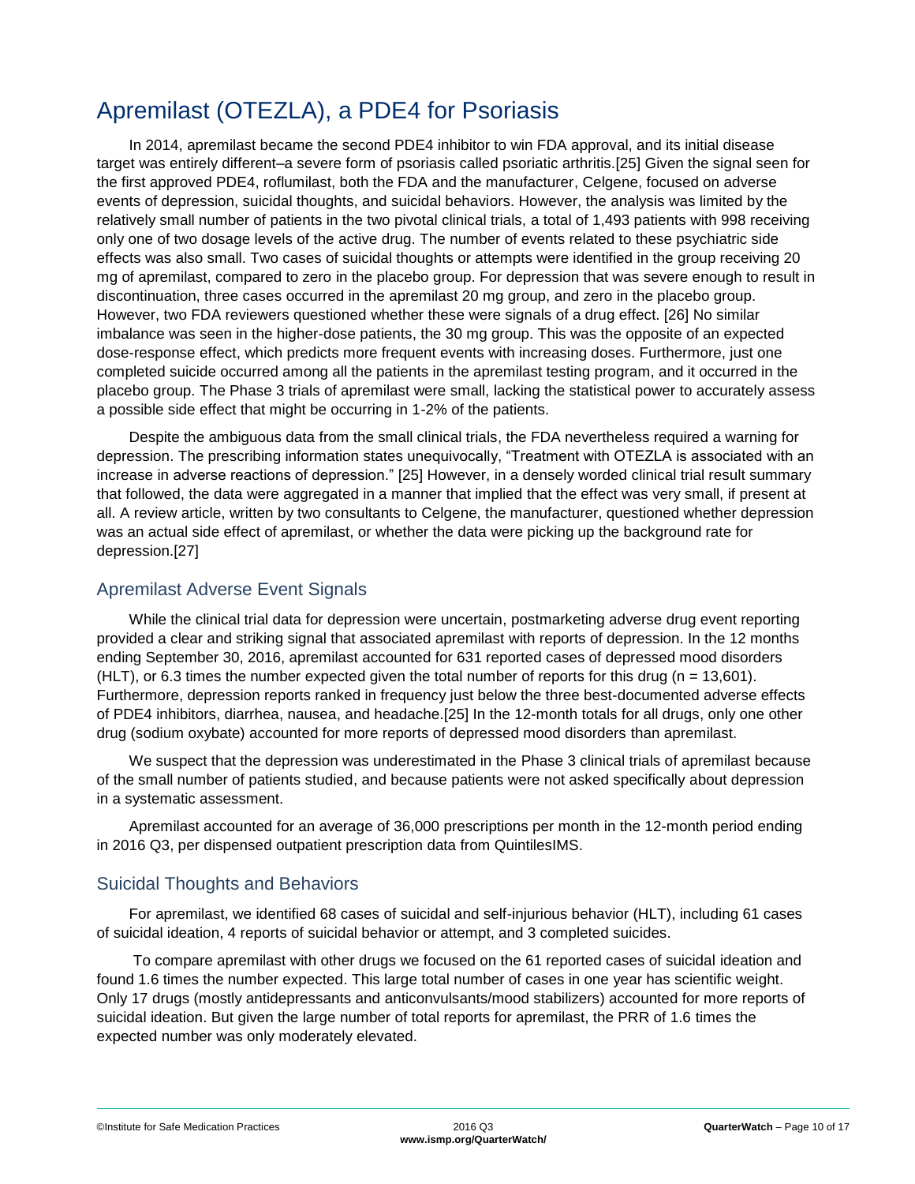# Apremilast (OTEZLA), a PDE4 for Psoriasis

In 2014, apremilast became the second PDE4 inhibitor to win FDA approval, and its initial disease target was entirely different–a severe form of psoriasis called psoriatic arthritis.[25] Given the signal seen for the first approved PDE4, roflumilast, both the FDA and the manufacturer, Celgene, focused on adverse events of depression, suicidal thoughts, and suicidal behaviors. However, the analysis was limited by the relatively small number of patients in the two pivotal clinical trials, a total of 1,493 patients with 998 receiving only one of two dosage levels of the active drug. The number of events related to these psychiatric side effects was also small. Two cases of suicidal thoughts or attempts were identified in the group receiving 20 mg of apremilast, compared to zero in the placebo group. For depression that was severe enough to result in discontinuation, three cases occurred in the apremilast 20 mg group, and zero in the placebo group. However, two FDA reviewers questioned whether these were signals of a drug effect. [26] No similar imbalance was seen in the higher-dose patients, the 30 mg group. This was the opposite of an expected dose-response effect, which predicts more frequent events with increasing doses. Furthermore, just one completed suicide occurred among all the patients in the apremilast testing program, and it occurred in the placebo group. The Phase 3 trials of apremilast were small, lacking the statistical power to accurately assess a possible side effect that might be occurring in 1-2% of the patients.

Despite the ambiguous data from the small clinical trials, the FDA nevertheless required a warning for depression. The prescribing information states unequivocally, "Treatment with OTEZLA is associated with an increase in adverse reactions of depression." [25] However, in a densely worded clinical trial result summary that followed, the data were aggregated in a manner that implied that the effect was very small, if present at all. A review article, written by two consultants to Celgene, the manufacturer, questioned whether depression was an actual side effect of apremilast, or whether the data were picking up the background rate for depression.[27]

## Apremilast Adverse Event Signals

While the clinical trial data for depression were uncertain, postmarketing adverse drug event reporting provided a clear and striking signal that associated apremilast with reports of depression. In the 12 months ending September 30, 2016, apremilast accounted for 631 reported cases of depressed mood disorders (HLT), or 6.3 times the number expected given the total number of reports for this drug (n = 13,601). Furthermore, depression reports ranked in frequency just below the three best-documented adverse effects of PDE4 inhibitors, diarrhea, nausea, and headache.[25] In the 12-month totals for all drugs, only one other drug (sodium oxybate) accounted for more reports of depressed mood disorders than apremilast.

We suspect that the depression was underestimated in the Phase 3 clinical trials of apremilast because of the small number of patients studied, and because patients were not asked specifically about depression in a systematic assessment.

Apremilast accounted for an average of 36,000 prescriptions per month in the 12-month period ending in 2016 Q3, per dispensed outpatient prescription data from QuintilesIMS.

## Suicidal Thoughts and Behaviors

For apremilast, we identified 68 cases of suicidal and self-injurious behavior (HLT), including 61 cases of suicidal ideation, 4 reports of suicidal behavior or attempt, and 3 completed suicides.

To compare apremilast with other drugs we focused on the 61 reported cases of suicidal ideation and found 1.6 times the number expected. This large total number of cases in one year has scientific weight. Only 17 drugs (mostly antidepressants and anticonvulsants/mood stabilizers) accounted for more reports of suicidal ideation. But given the large number of total reports for apremilast, the PRR of 1.6 times the expected number was only moderately elevated.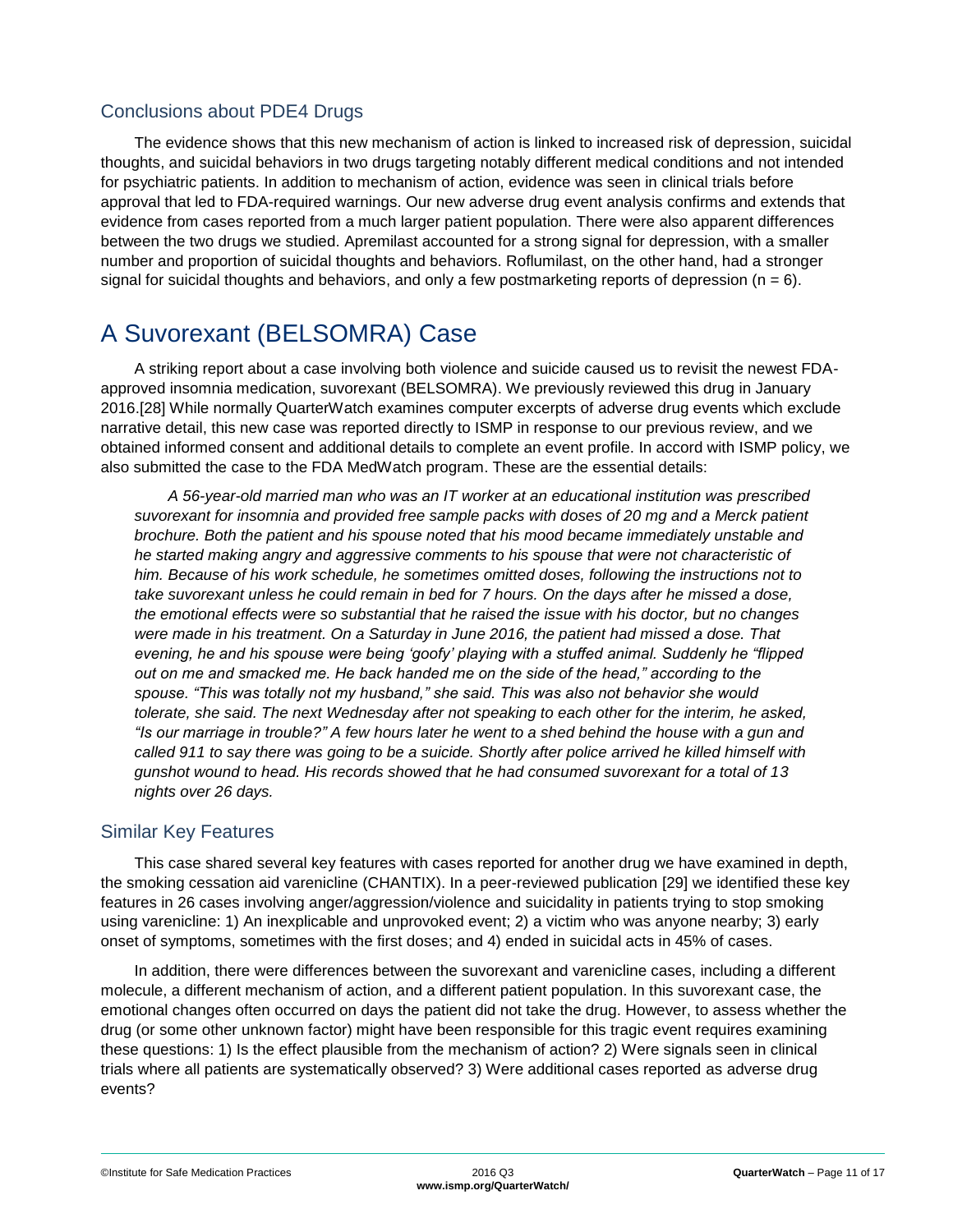## Conclusions about PDE4 Drugs

The evidence shows that this new mechanism of action is linked to increased risk of depression, suicidal thoughts, and suicidal behaviors in two drugs targeting notably different medical conditions and not intended for psychiatric patients. In addition to mechanism of action, evidence was seen in clinical trials before approval that led to FDA-required warnings. Our new adverse drug event analysis confirms and extends that evidence from cases reported from a much larger patient population. There were also apparent differences between the two drugs we studied. Apremilast accounted for a strong signal for depression, with a smaller number and proportion of suicidal thoughts and behaviors. Roflumilast, on the other hand, had a stronger signal for suicidal thoughts and behaviors, and only a few postmarketing reports of depression (n = 6).

# A Suvorexant (BELSOMRA) Case

A striking report about a case involving both violence and suicide caused us to revisit the newest FDA-approved insomnia medication, suvorexant (BELSOMRA). We previously reviewed this drug in January 2016.[28] While normally QuarterWatch examines computer excerpts of adverse drug events which exclude narrative detail, this new case was reported directly to ISMP in response to our previous review, and we obtained informed consent and additional details to complete an event profile. In accord with ISMP policy, we also submitted the case to the FDA MedWatch program. These are the essential details:

*A 56-year-old married man who was an IT worker at an educational institution was prescribed suvorexant for insomnia and provided free sample packs with doses of 20 mg and a Merck patient brochure. Both the patient and his spouse noted that his mood became immediately unstable and he started making angry and aggressive comments to his spouse that were not characteristic of him. Because of his work schedule, he sometimes omitted doses, following the instructions not to take suvorexant unless he could remain in bed for 7 hours. On the days after he missed a dose, the emotional effects were so substantial that he raised the issue with his doctor, but no changes were made in his treatment. On a Saturday in June 2016, the patient had missed a dose. That evening, he and his spouse were being 'goofy' playing with a stuffed animal. Suddenly he "flipped out on me and smacked me. He back handed me on the side of the head," according to the spouse. "This was totally not my husband," she said. This was also not behavior she would tolerate, she said. The next Wednesday after not speaking to each other for the interim, he asked, "Is our marriage in trouble?" A few hours later he went to a shed behind the house with a gun and called 911 to say there was going to be a suicide. Shortly after police arrived he killed himself with gunshot wound to head. His records showed that he had consumed suvorexant for a total of 13 nights over 26 days.*

## Similar Key Features

This case shared several key features with cases reported for another drug we have examined in depth, the smoking cessation aid varenicline (CHANTIX). In a peer-reviewed publication [29] we identified these key features in 26 cases involving anger/aggression/violence and suicidality in patients trying to stop smoking using varenicline: 1) An inexplicable and unprovoked event; 2) a victim who was anyone nearby; 3) early onset of symptoms, sometimes with the first doses; and 4) ended in suicidal acts in 45% of cases.

In addition, there were differences between the suvorexant and varenicline cases, including a different molecule, a different mechanism of action, and a different patient population. In this suvorexant case, the emotional changes often occurred on days the patient did not take the drug. However, to assess whether the drug (or some other unknown factor) might have been responsible for this tragic event requires examining these questions: 1) Is the effect plausible from the mechanism of action? 2) Were signals seen in clinical trials where all patients are systematically observed? 3) Were additional cases reported as adverse drug events?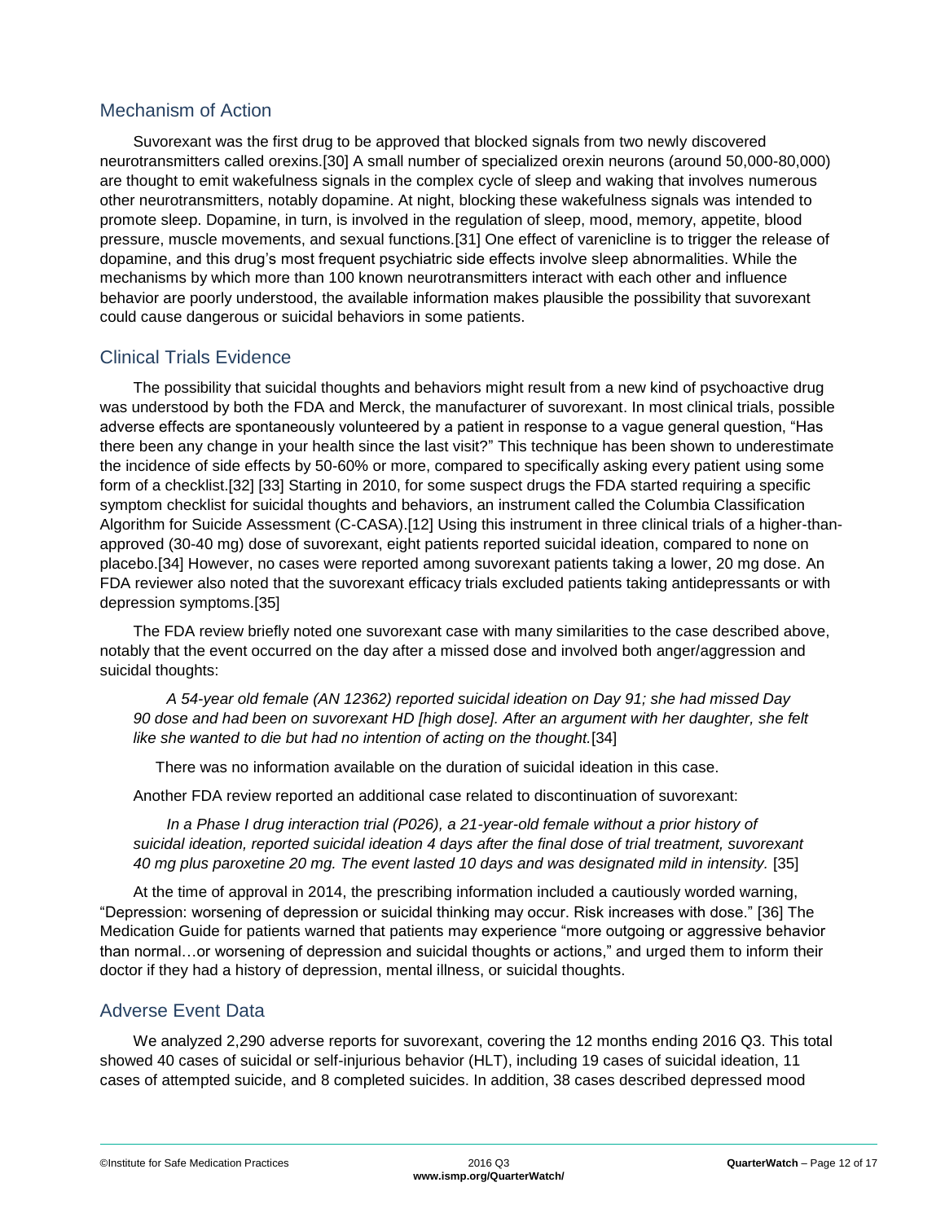## Mechanism of Action

Suvorexant was the first drug to be approved that blocked signals from two newly discovered neurotransmitters called orexins.[30] A small number of specialized orexin neurons (around 50,000-80,000) are thought to emit wakefulness signals in the complex cycle of sleep and waking that involves numerous other neurotransmitters, notably dopamine. At night, blocking these wakefulness signals was intended to promote sleep. Dopamine, in turn, is involved in the regulation of sleep, mood, memory, appetite, blood pressure, muscle movements, and sexual functions.[31] One effect of varenicline is to trigger the release of dopamine, and this drug's most frequent psychiatric side effects involve sleep abnormalities. While the mechanisms by which more than 100 known neurotransmitters interact with each other and influence behavior are poorly understood, the available information makes plausible the possibility that suvorexant could cause dangerous or suicidal behaviors in some patients.

## Clinical Trials Evidence

The possibility that suicidal thoughts and behaviors might result from a new kind of psychoactive drug was understood by both the FDA and Merck, the manufacturer of suvorexant. In most clinical trials, possible adverse effects are spontaneously volunteered by a patient in response to a vague general question, "Has there been any change in your health since the last visit?" This technique has been shown to underestimate the incidence of side effects by 50-60% or more, compared to specifically asking every patient using some form of a checklist.[32] [33] Starting in 2010, for some suspect drugs the FDA started requiring a specific symptom checklist for suicidal thoughts and behaviors, an instrument called the Columbia Classification Algorithm for Suicide Assessment (C-CASA).[12] Using this instrument in three clinical trials of a higher-than-approved (30-40 mg) dose of suvorexant, eight patients reported suicidal ideation, compared to none on placebo.[34] However, no cases were reported among suvorexant patients taking a lower, 20 mg dose. An FDA reviewer also noted that the suvorexant efficacy trials excluded patients taking antidepressants or with depression symptoms.[35]

The FDA review briefly noted one suvorexant case with many similarities to the case described above, notably that the event occurred on the day after a missed dose and involved both anger/aggression and suicidal thoughts:

> *A 54-year old female (AN 12362) reported suicidal ideation on Day 91; she had missed Day 90 dose and had been on suvorexant HD [high dose]. After an argument with her daughter, she felt like she wanted to die but had no intention of acting on the thought.*[34]

There was no information available on the duration of suicidal ideation in this case.

Another FDA review reported an additional case related to discontinuation of suvorexant:

> *In a Phase I drug interaction trial (P026), a 21-year-old female without a prior history of suicidal ideation, reported suicidal ideation 4 days after the final dose of trial treatment, suvorexant 40 mg plus paroxetine 20 mg. The event lasted 10 days and was designated mild in intensity.* [35]

At the time of approval in 2014, the prescribing information included a cautiously worded warning, "Depression: worsening of depression or suicidal thinking may occur. Risk increases with dose." [36] The Medication Guide for patients warned that patients may experience "more outgoing or aggressive behavior than normal…or worsening of depression and suicidal thoughts or actions," and urged them to inform their doctor if they had a history of depression, mental illness, or suicidal thoughts.

## Adverse Event Data

We analyzed 2,290 adverse reports for suvorexant, covering the 12 months ending 2016 Q3. This total showed 40 cases of suicidal or self-injurious behavior (HLT), including 19 cases of suicidal ideation, 11 cases of attempted suicide, and 8 completed suicides. In addition, 38 cases described depressed mood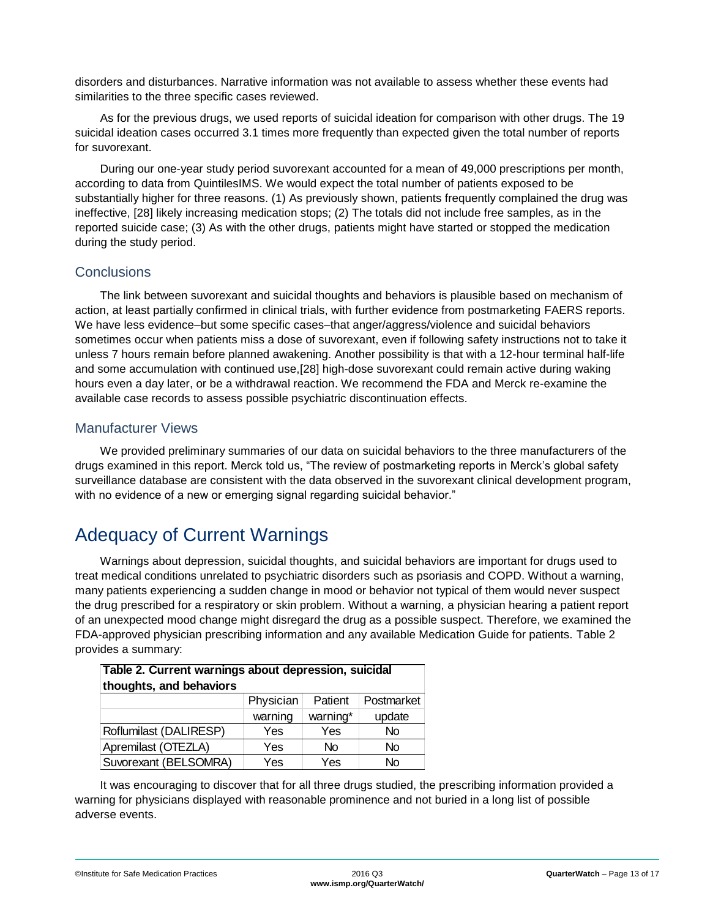disorders and disturbances. Narrative information was not available to assess whether these events had similarities to the three specific cases reviewed.

As for the previous drugs, we used reports of suicidal ideation for comparison with other drugs. The 19 suicidal ideation cases occurred 3.1 times more frequently than expected given the total number of reports for suvorexant.

During our one-year study period suvorexant accounted for a mean of 49,000 prescriptions per month, according to data from QuintilesIMS. We would expect the total number of patients exposed to be substantially higher for three reasons. (1) As previously shown, patients frequently complained the drug was ineffective, [28] likely increasing medication stops; (2) The totals did not include free samples, as in the reported suicide case; (3) As with the other drugs, patients might have started or stopped the medication during the study period.

### Conclusions

The link between suvorexant and suicidal thoughts and behaviors is plausible based on mechanism of action, at least partially confirmed in clinical trials, with further evidence from postmarketing FAERS reports. We have less evidence–but some specific cases–that anger/aggress/violence and suicidal behaviors sometimes occur when patients miss a dose of suvorexant, even if following safety instructions not to take it unless 7 hours remain before planned awakening. Another possibility is that with a 12-hour terminal half-life and some accumulation with continued use,[28] high-dose suvorexant could remain active during waking hours even a day later, or be a withdrawal reaction. We recommend the FDA and Merck re-examine the available case records to assess possible psychiatric discontinuation effects.

### Manufacturer Views

We provided preliminary summaries of our data on suicidal behaviors to the three manufacturers of the drugs examined in this report. Merck told us, "The review of postmarketing reports in Merck's global safety surveillance database are consistent with the data observed in the suvorexant clinical development program, with no evidence of a new or emerging signal regarding suicidal behavior."

## Adequacy of Current Warnings

Warnings about depression, suicidal thoughts, and suicidal behaviors are important for drugs used to treat medical conditions unrelated to psychiatric disorders such as psoriasis and COPD. Without a warning, many patients experiencing a sudden change in mood or behavior not typical of them would never suspect the drug prescribed for a respiratory or skin problem. Without a warning, a physician hearing a patient report of an unexpected mood change might disregard the drug as a possible suspect. Therefore, we examined the FDA-approved physician prescribing information and any available Medication Guide for patients. Table 2 provides a summary:

**Table 2. Current warnings about depression, suicidal thoughts, and behaviors**

| | Physician warning | Patient warning* | Postmarket update |
|---|---|---|---|
| Roflumilast (DALIRESP) | Yes | Yes | No |
| Apremilast (OTEZLA) | Yes | No | No |
| Suvorexant (BELSOMRA) | Yes | Yes | No |

It was encouraging to discover that for all three drugs studied, the prescribing information provided a warning for physicians displayed with reasonable prominence and not buried in a long list of possible adverse events.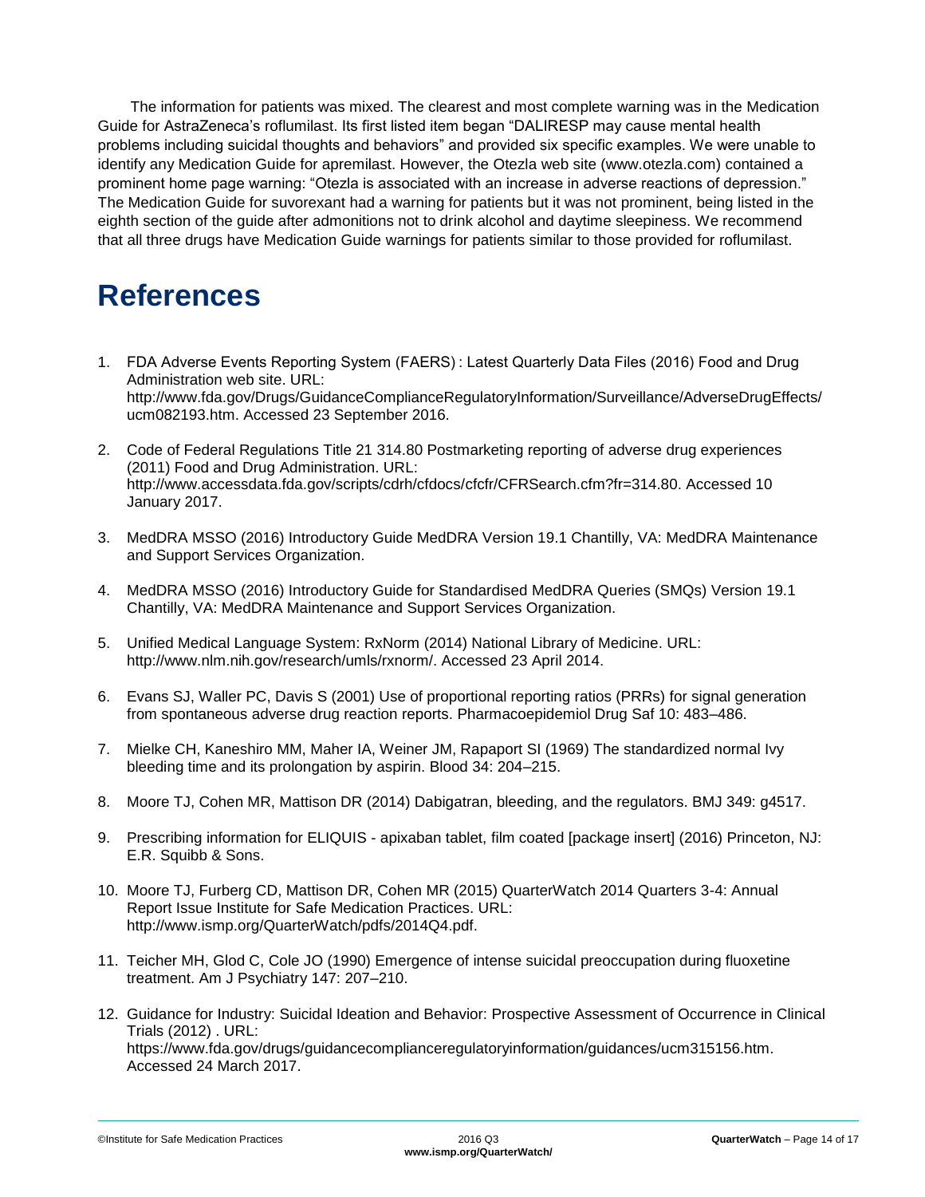The information for patients was mixed. The clearest and most complete warning was in the Medication Guide for AstraZeneca's roflumilast. Its first listed item began "DALIRESP may cause mental health problems including suicidal thoughts and behaviors" and provided six specific examples. We were unable to identify any Medication Guide for apremilast. However, the Otezla web site (www.otezla.com) contained a prominent home page warning: "Otezla is associated with an increase in adverse reactions of depression." The Medication Guide for suvorexant had a warning for patients but it was not prominent, being listed in the eighth section of the guide after admonitions not to drink alcohol and daytime sleepiness. We recommend that all three drugs have Medication Guide warnings for patients similar to those provided for roflumilast.

# References

1. FDA Adverse Events Reporting System (FAERS) : Latest Quarterly Data Files (2016) Food and Drug Administration web site. URL: http://www.fda.gov/Drugs/GuidanceComplianceRegulatoryInformation/Surveillance/AdverseDrugEffects/ucm082193.htm. Accessed 23 September 2016.
2. Code of Federal Regulations Title 21 314.80 Postmarketing reporting of adverse drug experiences (2011) Food and Drug Administration. URL: http://www.accessdata.fda.gov/scripts/cdrh/cfdocs/cfcfr/CFRSearch.cfm?fr=314.80. Accessed 10 January 2017.
3. MedDRA MSSO (2016) Introductory Guide MedDRA Version 19.1 Chantilly, VA: MedDRA Maintenance and Support Services Organization.
4. MedDRA MSSO (2016) Introductory Guide for Standardised MedDRA Queries (SMQs) Version 19.1 Chantilly, VA: MedDRA Maintenance and Support Services Organization.
5. Unified Medical Language System: RxNorm (2014) National Library of Medicine. URL: http://www.nlm.nih.gov/research/umls/rxnorm/. Accessed 23 April 2014.
6. Evans SJ, Waller PC, Davis S (2001) Use of proportional reporting ratios (PRRs) for signal generation from spontaneous adverse drug reaction reports. Pharmacoepidemiol Drug Saf 10: 483–486.
7. Mielke CH, Kaneshiro MM, Maher IA, Weiner JM, Rapaport SI (1969) The standardized normal Ivy bleeding time and its prolongation by aspirin. Blood 34: 204–215.
8. Moore TJ, Cohen MR, Mattison DR (2014) Dabigatran, bleeding, and the regulators. BMJ 349: g4517.
9. Prescribing information for ELIQUIS - apixaban tablet, film coated [package insert] (2016) Princeton, NJ: E.R. Squibb & Sons.
10. Moore TJ, Furberg CD, Mattison DR, Cohen MR (2015) QuarterWatch 2014 Quarters 3-4: Annual Report Issue Institute for Safe Medication Practices. URL: http://www.ismp.org/QuarterWatch/pdfs/2014Q4.pdf.
11. Teicher MH, Glod C, Cole JO (1990) Emergence of intense suicidal preoccupation during fluoxetine treatment. Am J Psychiatry 147: 207–210.
12. Guidance for Industry: Suicidal Ideation and Behavior: Prospective Assessment of Occurrence in Clinical Trials (2012) . URL: https://www.fda.gov/drugs/guidancecomplianceregulatoryinformation/guidances/ucm315156.htm. Accessed 24 March 2017.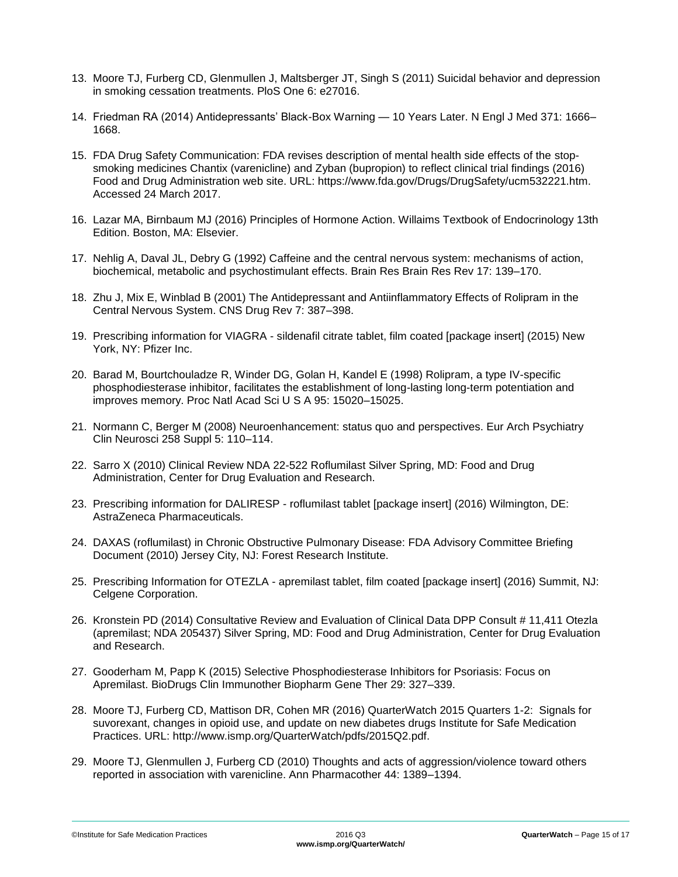13. Moore TJ, Furberg CD, Glenmullen J, Maltsberger JT, Singh S (2011) Suicidal behavior and depression in smoking cessation treatments. PloS One 6: e27016.

14. Friedman RA (2014) Antidepressants' Black-Box Warning — 10 Years Later. N Engl J Med 371: 1666–1668.

15. FDA Drug Safety Communication: FDA revises description of mental health side effects of the stop-smoking medicines Chantix (varenicline) and Zyban (bupropion) to reflect clinical trial findings (2016) Food and Drug Administration web site. URL: https://www.fda.gov/Drugs/DrugSafety/ucm532221.htm. Accessed 24 March 2017.

16. Lazar MA, Birnbaum MJ (2016) Principles of Hormone Action. Willaims Textbook of Endocrinology 13th Edition. Boston, MA: Elsevier.

17. Nehlig A, Daval JL, Debry G (1992) Caffeine and the central nervous system: mechanisms of action, biochemical, metabolic and psychostimulant effects. Brain Res Brain Res Rev 17: 139–170.

18. Zhu J, Mix E, Winblad B (2001) The Antidepressant and Antiinflammatory Effects of Rolipram in the Central Nervous System. CNS Drug Rev 7: 387–398.

19. Prescribing information for VIAGRA - sildenafil citrate tablet, film coated [package insert] (2015) New York, NY: Pfizer Inc.

20. Barad M, Bourtchouladze R, Winder DG, Golan H, Kandel E (1998) Rolipram, a type IV-specific phosphodiesterase inhibitor, facilitates the establishment of long-lasting long-term potentiation and improves memory. Proc Natl Acad Sci U S A 95: 15020–15025.

21. Normann C, Berger M (2008) Neuroenhancement: status quo and perspectives. Eur Arch Psychiatry Clin Neurosci 258 Suppl 5: 110–114.

22. Sarro X (2010) Clinical Review NDA 22-522 Roflumilast Silver Spring, MD: Food and Drug Administration, Center for Drug Evaluation and Research.

23. Prescribing information for DALIRESP - roflumilast tablet [package insert] (2016) Wilmington, DE: AstraZeneca Pharmaceuticals.

24. DAXAS (roflumilast) in Chronic Obstructive Pulmonary Disease: FDA Advisory Committee Briefing Document (2010) Jersey City, NJ: Forest Research Institute.

25. Prescribing Information for OTEZLA - apremilast tablet, film coated [package insert] (2016) Summit, NJ: Celgene Corporation.

26. Kronstein PD (2014) Consultative Review and Evaluation of Clinical Data DPP Consult # 11,411 Otezla (apremilast; NDA 205437) Silver Spring, MD: Food and Drug Administration, Center for Drug Evaluation and Research.

27. Gooderham M, Papp K (2015) Selective Phosphodiesterase Inhibitors for Psoriasis: Focus on Apremilast. BioDrugs Clin Immunother Biopharm Gene Ther 29: 327–339.

28. Moore TJ, Furberg CD, Mattison DR, Cohen MR (2016) QuarterWatch 2015 Quarters 1-2: Signals for suvorexant, changes in opioid use, and update on new diabetes drugs Institute for Safe Medication Practices. URL: http://www.ismp.org/QuarterWatch/pdfs/2015Q2.pdf.

29. Moore TJ, Glenmullen J, Furberg CD (2010) Thoughts and acts of aggression/violence toward others reported in association with varenicline. Ann Pharmacother 44: 1389–1394.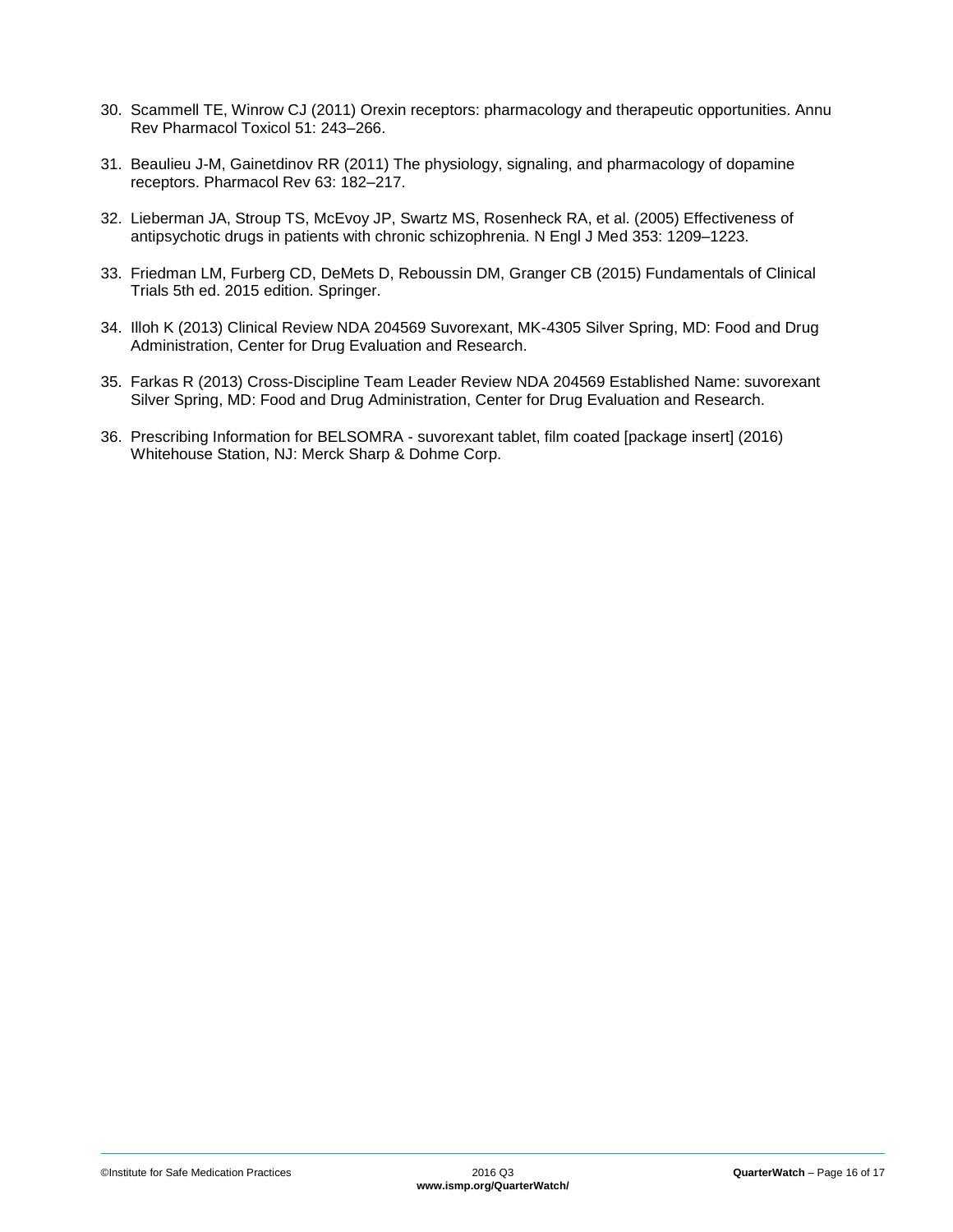30. Scammell TE, Winrow CJ (2011) Orexin receptors: pharmacology and therapeutic opportunities. Annu Rev Pharmacol Toxicol 51: 243–266.

31. Beaulieu J-M, Gainetdinov RR (2011) The physiology, signaling, and pharmacology of dopamine receptors. Pharmacol Rev 63: 182–217.

32. Lieberman JA, Stroup TS, McEvoy JP, Swartz MS, Rosenheck RA, et al. (2005) Effectiveness of antipsychotic drugs in patients with chronic schizophrenia. N Engl J Med 353: 1209–1223.

33. Friedman LM, Furberg CD, DeMets D, Reboussin DM, Granger CB (2015) Fundamentals of Clinical Trials 5th ed. 2015 edition. Springer.

34. Illoh K (2013) Clinical Review NDA 204569 Suvorexant, MK-4305 Silver Spring, MD: Food and Drug Administration, Center for Drug Evaluation and Research.

35. Farkas R (2013) Cross-Discipline Team Leader Review NDA 204569 Established Name: suvorexant Silver Spring, MD: Food and Drug Administration, Center for Drug Evaluation and Research.

36. Prescribing Information for BELSOMRA - suvorexant tablet, film coated [package insert] (2016) Whitehouse Station, NJ: Merck Sharp & Dohme Corp.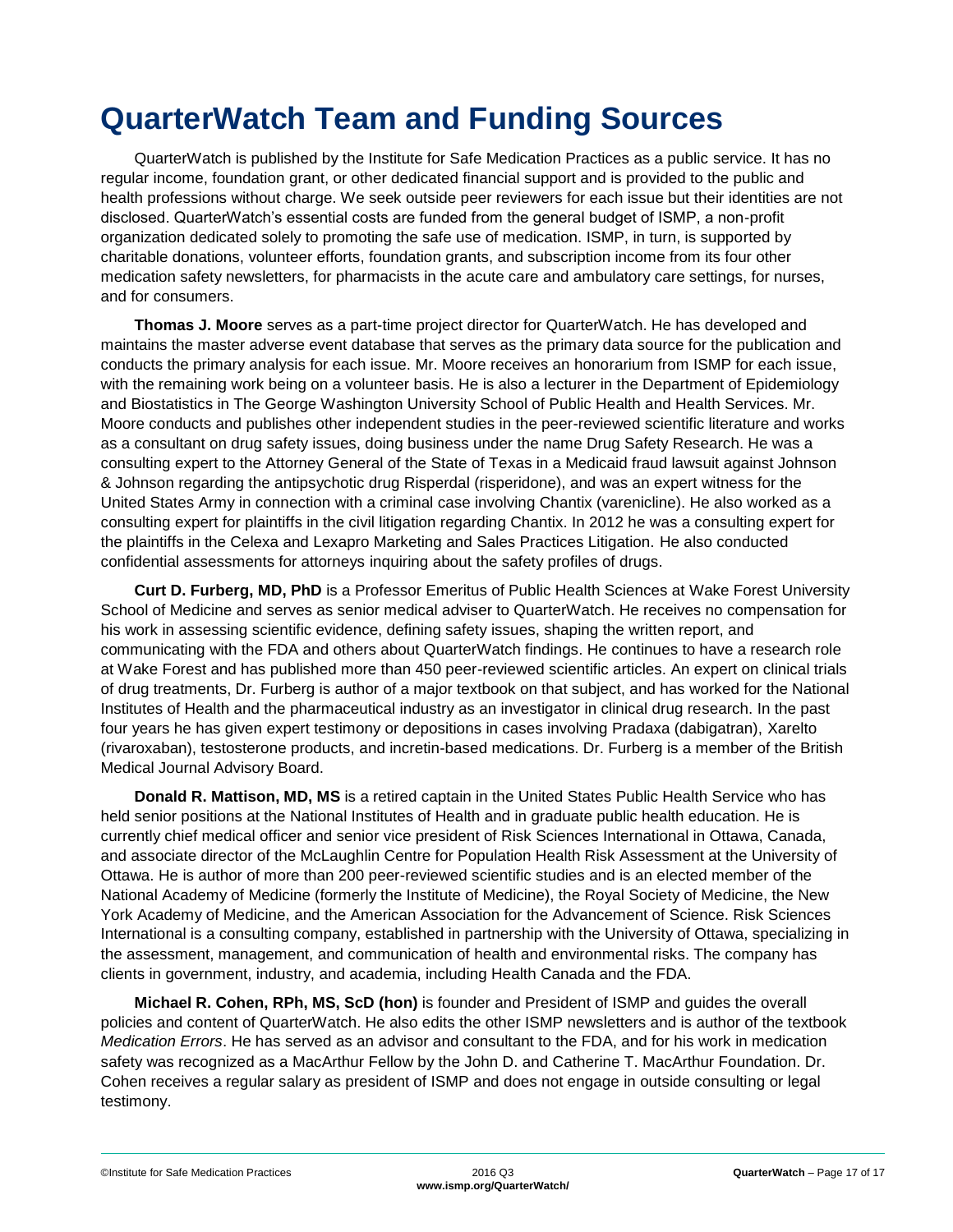# QuarterWatch Team and Funding Sources

QuarterWatch is published by the Institute for Safe Medication Practices as a public service. It has no regular income, foundation grant, or other dedicated financial support and is provided to the public and health professions without charge. We seek outside peer reviewers for each issue but their identities are not disclosed. QuarterWatch's essential costs are funded from the general budget of ISMP, a non-profit organization dedicated solely to promoting the safe use of medication. ISMP, in turn, is supported by charitable donations, volunteer efforts, foundation grants, and subscription income from its four other medication safety newsletters, for pharmacists in the acute care and ambulatory care settings, for nurses, and for consumers.

**Thomas J. Moore** serves as a part-time project director for QuarterWatch. He has developed and maintains the master adverse event database that serves as the primary data source for the publication and conducts the primary analysis for each issue. Mr. Moore receives an honorarium from ISMP for each issue, with the remaining work being on a volunteer basis. He is also a lecturer in the Department of Epidemiology and Biostatistics in The George Washington University School of Public Health and Health Services. Mr. Moore conducts and publishes other independent studies in the peer-reviewed scientific literature and works as a consultant on drug safety issues, doing business under the name Drug Safety Research. He was a consulting expert to the Attorney General of the State of Texas in a Medicaid fraud lawsuit against Johnson & Johnson regarding the antipsychotic drug Risperdal (risperidone), and was an expert witness for the United States Army in connection with a criminal case involving Chantix (varenicline). He also worked as a consulting expert for plaintiffs in the civil litigation regarding Chantix. In 2012 he was a consulting expert for the plaintiffs in the Celexa and Lexapro Marketing and Sales Practices Litigation. He also conducted confidential assessments for attorneys inquiring about the safety profiles of drugs.

**Curt D. Furberg, MD, PhD** is a Professor Emeritus of Public Health Sciences at Wake Forest University School of Medicine and serves as senior medical adviser to QuarterWatch. He receives no compensation for his work in assessing scientific evidence, defining safety issues, shaping the written report, and communicating with the FDA and others about QuarterWatch findings. He continues to have a research role at Wake Forest and has published more than 450 peer-reviewed scientific articles. An expert on clinical trials of drug treatments, Dr. Furberg is author of a major textbook on that subject, and has worked for the National Institutes of Health and the pharmaceutical industry as an investigator in clinical drug research. In the past four years he has given expert testimony or depositions in cases involving Pradaxa (dabigatran), Xarelto (rivaroxaban), testosterone products, and incretin-based medications. Dr. Furberg is a member of the British Medical Journal Advisory Board.

**Donald R. Mattison, MD, MS** is a retired captain in the United States Public Health Service who has held senior positions at the National Institutes of Health and in graduate public health education. He is currently chief medical officer and senior vice president of Risk Sciences International in Ottawa, Canada, and associate director of the McLaughlin Centre for Population Health Risk Assessment at the University of Ottawa. He is author of more than 200 peer-reviewed scientific studies and is an elected member of the National Academy of Medicine (formerly the Institute of Medicine), the Royal Society of Medicine, the New York Academy of Medicine, and the American Association for the Advancement of Science. Risk Sciences International is a consulting company, established in partnership with the University of Ottawa, specializing in the assessment, management, and communication of health and environmental risks. The company has clients in government, industry, and academia, including Health Canada and the FDA.

**Michael R. Cohen, RPh, MS, ScD (hon)** is founder and President of ISMP and guides the overall policies and content of QuarterWatch. He also edits the other ISMP newsletters and is author of the textbook *Medication Errors*. He has served as an advisor and consultant to the FDA, and for his work in medication safety was recognized as a MacArthur Fellow by the John D. and Catherine T. MacArthur Foundation. Dr. Cohen receives a regular salary as president of ISMP and does not engage in outside consulting or legal testimony.